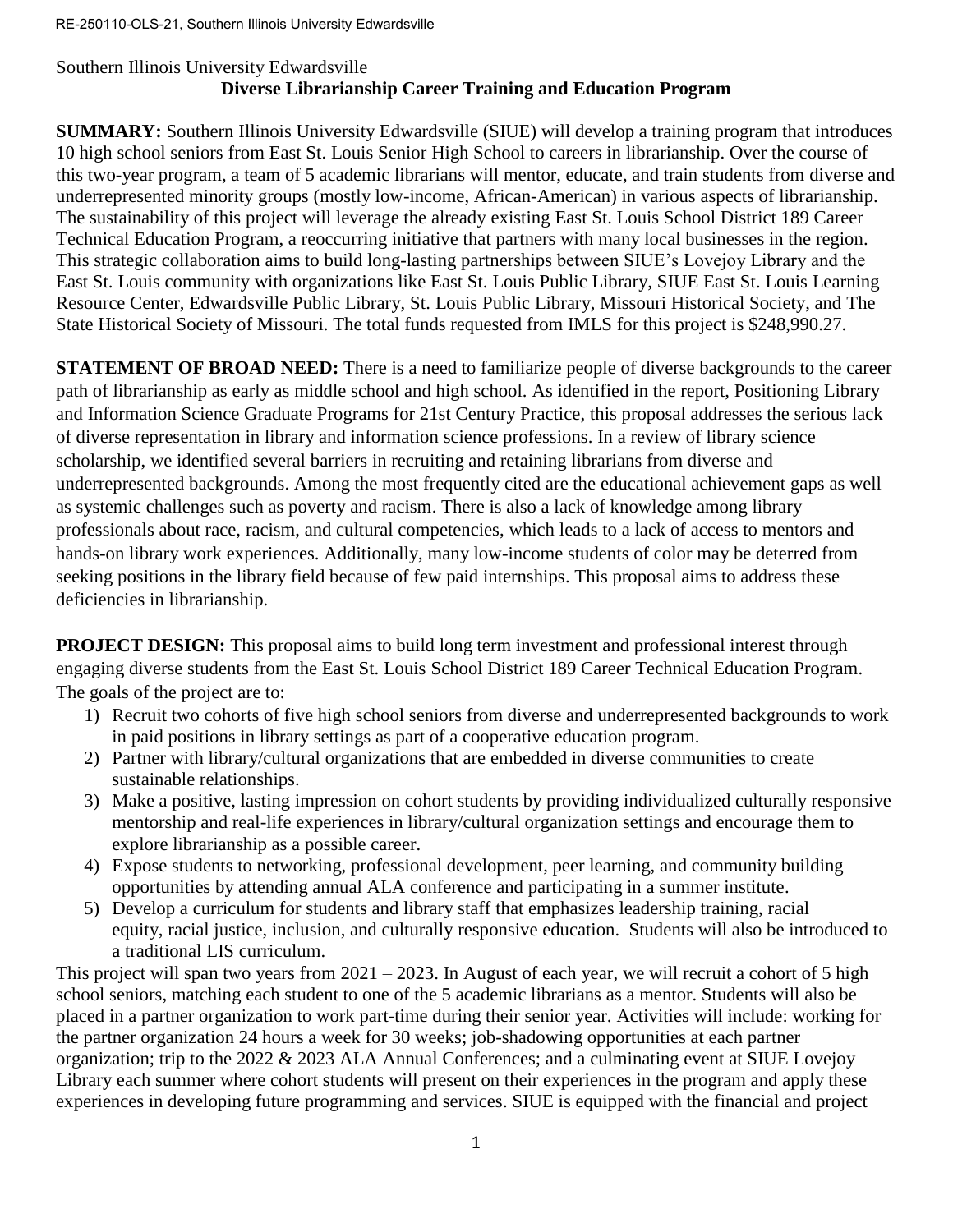Southern Illinois University Edwardsville

# Diverse Librarianship Career Training and Education Program

**SUMMARY:** Southern Illinois University Edwardsville (SIUE) will develop a training program that introduces 10 high school seniors from East St. Louis Senior High School to careers in librarianship. Over the course of this two-year program, a team of 5 academic librarians will mentor, educate, and train students from diverse and underrepresented minority groups (mostly low-income, African-American) in various aspects of librarianship. The sustainability of this project will leverage the already existing East St. Louis School District 189 Career Technical Education Program, a reoccurring initiative that partners with many local businesses in the region. This strategic collaboration aims to build long-lasting partnerships between SIUE's Lovejoy Library and the East St. Louis community with organizations like East St. Louis Public Library, SIUE East St. Louis Learning Resource Center, Edwardsville Public Library, St. Louis Public Library, Missouri Historical Society, and The State Historical Society of Missouri. The total funds requested from IMLS for this project is $248,990.27.

**STATEMENT OF BROAD NEED:** There is a need to familiarize people of diverse backgrounds to the career path of librarianship as early as middle school and high school. As identified in the report, Positioning Library and Information Science Graduate Programs for 21st Century Practice, this proposal addresses the serious lack of diverse representation in library and information science professions. In a review of library science scholarship, we identified several barriers in recruiting and retaining librarians from diverse and underrepresented backgrounds. Among the most frequently cited are the educational achievement gaps as well as systemic challenges such as poverty and racism. There is also a lack of knowledge among library professionals about race, racism, and cultural competencies, which leads to a lack of access to mentors and hands-on library work experiences. Additionally, many low-income students of color may be deterred from seeking positions in the library field because of few paid internships. This proposal aims to address these deficiencies in librarianship.

**PROJECT DESIGN:** This proposal aims to build long term investment and professional interest through engaging diverse students from the East St. Louis School District 189 Career Technical Education Program. The goals of the project are to:

1) Recruit two cohorts of five high school seniors from diverse and underrepresented backgrounds to work in paid positions in library settings as part of a cooperative education program.
2) Partner with library/cultural organizations that are embedded in diverse communities to create sustainable relationships.
3) Make a positive, lasting impression on cohort students by providing individualized culturally responsive mentorship and real-life experiences in library/cultural organization settings and encourage them to explore librarianship as a possible career.
4) Expose students to networking, professional development, peer learning, and community building opportunities by attending annual ALA conference and participating in a summer institute.
5) Develop a curriculum for students and library staff that emphasizes leadership training, racial equity, racial justice, inclusion, and culturally responsive education. Students will also be introduced to a traditional LIS curriculum.

This project will span two years from 2021 – 2023. In August of each year, we will recruit a cohort of 5 high school seniors, matching each student to one of the 5 academic librarians as a mentor. Students will also be placed in a partner organization to work part-time during their senior year. Activities will include: working for the partner organization 24 hours a week for 30 weeks; job-shadowing opportunities at each partner organization; trip to the 2022 & 2023 ALA Annual Conferences; and a culminating event at SIUE Lovejoy Library each summer where cohort students will present on their experiences in the program and apply these experiences in developing future programming and services. SIUE is equipped with the financial and project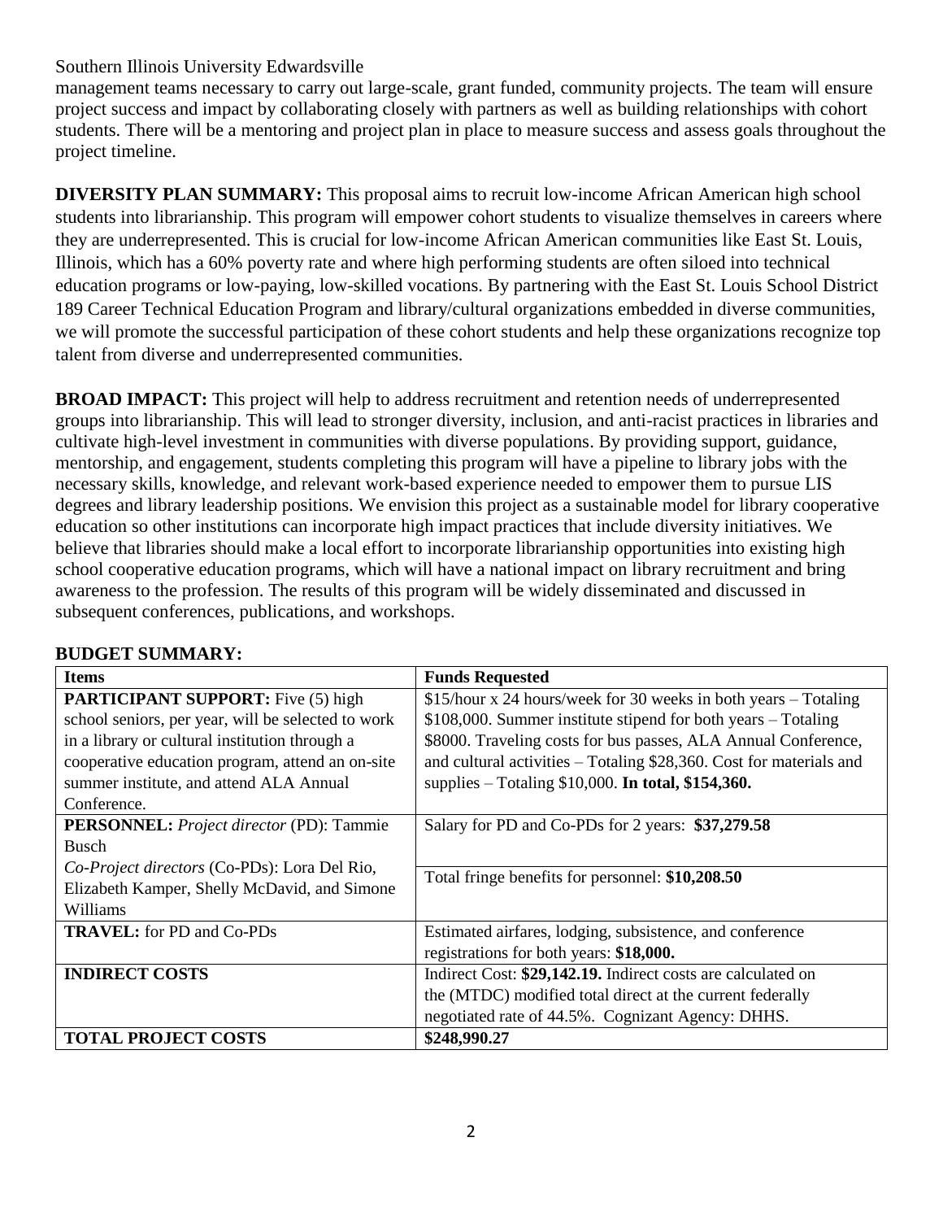Southern Illinois University Edwardsville

management teams necessary to carry out large-scale, grant funded, community projects. The team will ensure project success and impact by collaborating closely with partners as well as building relationships with cohort students. There will be a mentoring and project plan in place to measure success and assess goals throughout the project timeline.

**DIVERSITY PLAN SUMMARY:** This proposal aims to recruit low-income African American high school students into librarianship. This program will empower cohort students to visualize themselves in careers where they are underrepresented. This is crucial for low-income African American communities like East St. Louis, Illinois, which has a 60% poverty rate and where high performing students are often siloed into technical education programs or low-paying, low-skilled vocations. By partnering with the East St. Louis School District 189 Career Technical Education Program and library/cultural organizations embedded in diverse communities, we will promote the successful participation of these cohort students and help these organizations recognize top talent from diverse and underrepresented communities.

**BROAD IMPACT:** This project will help to address recruitment and retention needs of underrepresented groups into librarianship. This will lead to stronger diversity, inclusion, and anti-racist practices in libraries and cultivate high-level investment in communities with diverse populations. By providing support, guidance, mentorship, and engagement, students completing this program will have a pipeline to library jobs with the necessary skills, knowledge, and relevant work-based experience needed to empower them to pursue LIS degrees and library leadership positions. We envision this project as a sustainable model for library cooperative education so other institutions can incorporate high impact practices that include diversity initiatives. We believe that libraries should make a local effort to incorporate librarianship opportunities into existing high school cooperative education programs, which will have a national impact on library recruitment and bring awareness to the profession. The results of this program will be widely disseminated and discussed in subsequent conferences, publications, and workshops.

**BUDGET SUMMARY:**

| Items | Funds Requested |
|---|---|
| **PARTICIPANT SUPPORT:** Five (5) high school seniors, per year, will be selected to work in a library or cultural institution through a cooperative education program, attend an on-site summer institute, and attend ALA Annual Conference. | $15/hour x 24 hours/week for 30 weeks in both years – Totaling $108,000. Summer institute stipend for both years – Totaling $8000. Traveling costs for bus passes, ALA Annual Conference, and cultural activities – Totaling $28,360. Cost for materials and supplies – Totaling $10,000. **In total, $154,360.** |
| **PERSONNEL:** *Project director* (PD): Tammie Busch<br>*Co-Project directors* (Co-PDs): Lora Del Rio, Elizabeth Kamper, Shelly McDavid, and Simone Williams | Salary for PD and Co-PDs for 2 years: **$37,279.58**<br>Total fringe benefits for personnel: **$10,208.50** |
| **TRAVEL:** for PD and Co-PDs | Estimated airfares, lodging, subsistence, and conference registrations for both years: **$18,000.** |
| **INDIRECT COSTS** | Indirect Cost: **$29,142.19.** Indirect costs are calculated on the (MTDC) modified total direct at the current federally negotiated rate of 44.5%. Cognizant Agency: DHHS. |
| **TOTAL PROJECT COSTS** | **$248,990.27** |